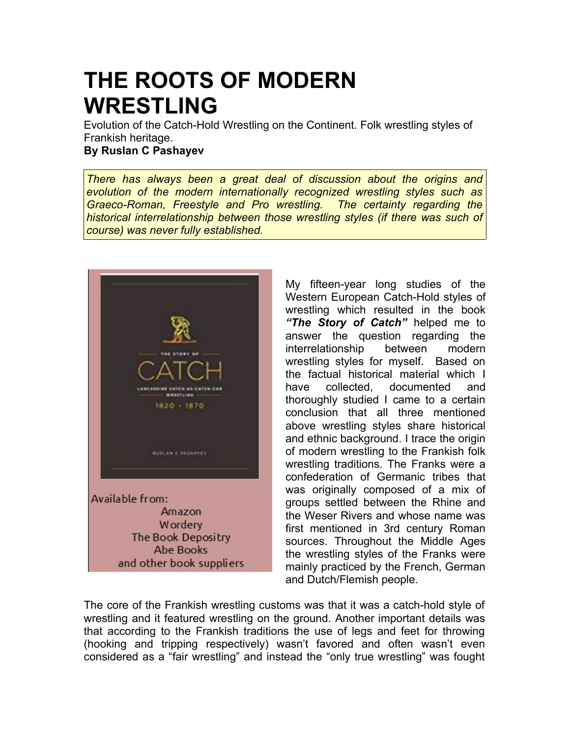# THE ROOTS OF MODERN WRESTLING

Evolution of the Catch-Hold Wrestling on the Continent. Folk wrestling styles of Frankish heritage.

**By Ruslan C Pashayev**

*There has always been a great deal of discussion about the origins and evolution of the modern internationally recognized wrestling styles such as Graeco-Roman, Freestyle and Pro wrestling. The certainty regarding the historical interrelationship between those wrestling styles (if there was such of course) was never fully established.*

Available from:
Amazon
Wordery
The Book Depositry
Abe Books
and other book suppliers

My fifteen-year long studies of the Western European Catch-Hold styles of wrestling which resulted in the book ***"The Story of Catch"*** helped me to answer the question regarding the interrelationship between modern wrestling styles for myself. Based on the factual historical material which I have collected, documented and thoroughly studied I came to a certain conclusion that all three mentioned above wrestling styles share historical and ethnic background. I trace the origin of modern wrestling to the Frankish folk wrestling traditions. The Franks were a confederation of Germanic tribes that was originally composed of a mix of groups settled between the Rhine and the Weser Rivers and whose name was first mentioned in 3rd century Roman sources. Throughout the Middle Ages the wrestling styles of the Franks were mainly practiced by the French, German and Dutch/Flemish people.

The core of the Frankish wrestling customs was that it was a catch-hold style of wrestling and it featured wrestling on the ground. Another important details was that according to the Frankish traditions the use of legs and feet for throwing (hooking and tripping respectively) wasn't favored and often wasn't even considered as a "fair wrestling" and instead the "only true wrestling" was fought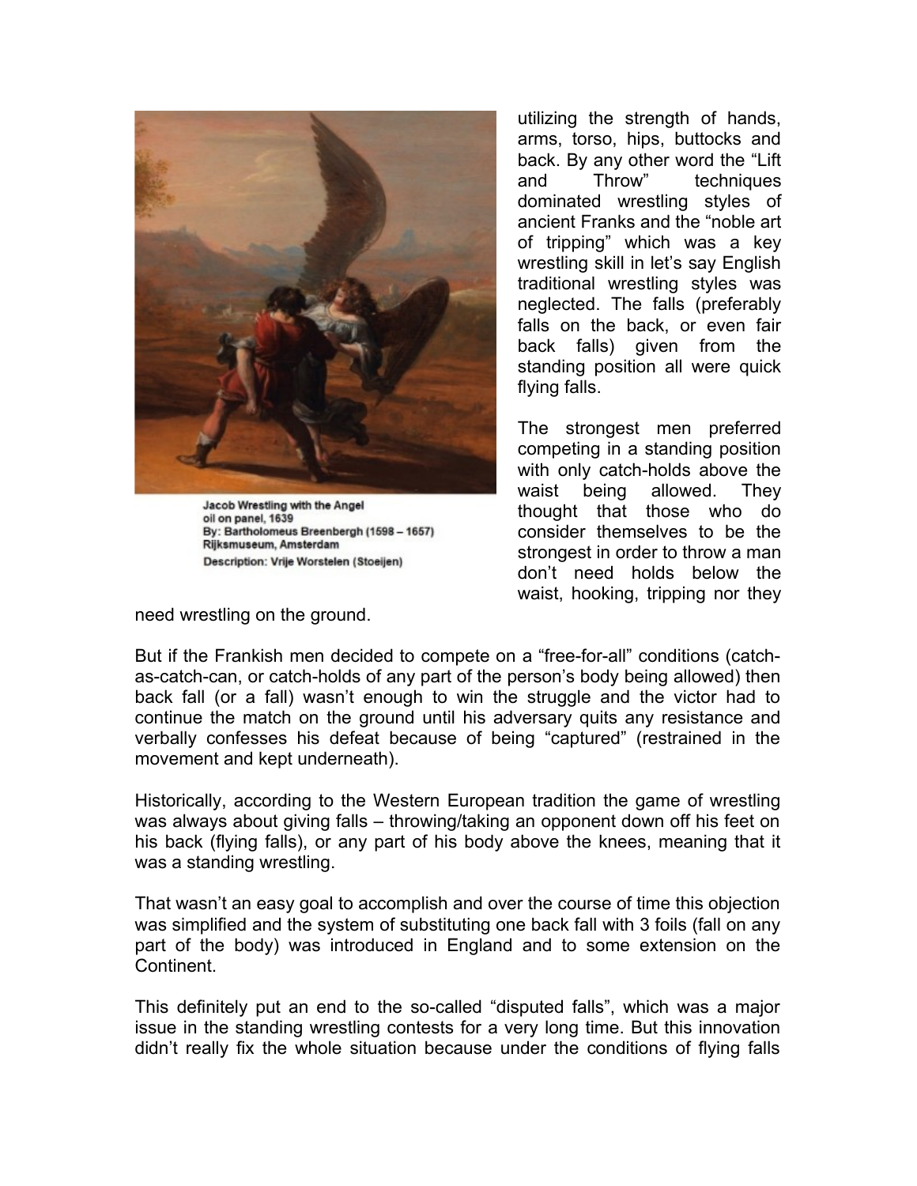Jacob Wrestling with the Angel
oil on panel, 1639
By: Bartholomeus Breenbergh (1598 – 1657)
Rijksmuseum, Amsterdam
Description: Vrije Worstelen (Stoeijen)

utilizing the strength of hands, arms, torso, hips, buttocks and back. By any other word the "Lift and Throw" techniques dominated wrestling styles of ancient Franks and the "noble art of tripping" which was a key wrestling skill in let's say English traditional wrestling styles was neglected. The falls (preferably falls on the back, or even fair back falls) given from the standing position all were quick flying falls.

The strongest men preferred competing in a standing position with only catch-holds above the waist being allowed. They thought that those who do consider themselves to be the strongest in order to throw a man don't need holds below the waist, hooking, tripping nor they need wrestling on the ground.

But if the Frankish men decided to compete on a "free-for-all" conditions (catch-as-catch-can, or catch-holds of any part of the person's body being allowed) then back fall (or a fall) wasn't enough to win the struggle and the victor had to continue the match on the ground until his adversary quits any resistance and verbally confesses his defeat because of being "captured" (restrained in the movement and kept underneath).

Historically, according to the Western European tradition the game of wrestling was always about giving falls – throwing/taking an opponent down off his feet on his back (flying falls), or any part of his body above the knees, meaning that it was a standing wrestling.

That wasn't an easy goal to accomplish and over the course of time this objection was simplified and the system of substituting one back fall with 3 foils (fall on any part of the body) was introduced in England and to some extension on the Continent.

This definitely put an end to the so-called "disputed falls", which was a major issue in the standing wrestling contests for a very long time. But this innovation didn't really fix the whole situation because under the conditions of flying falls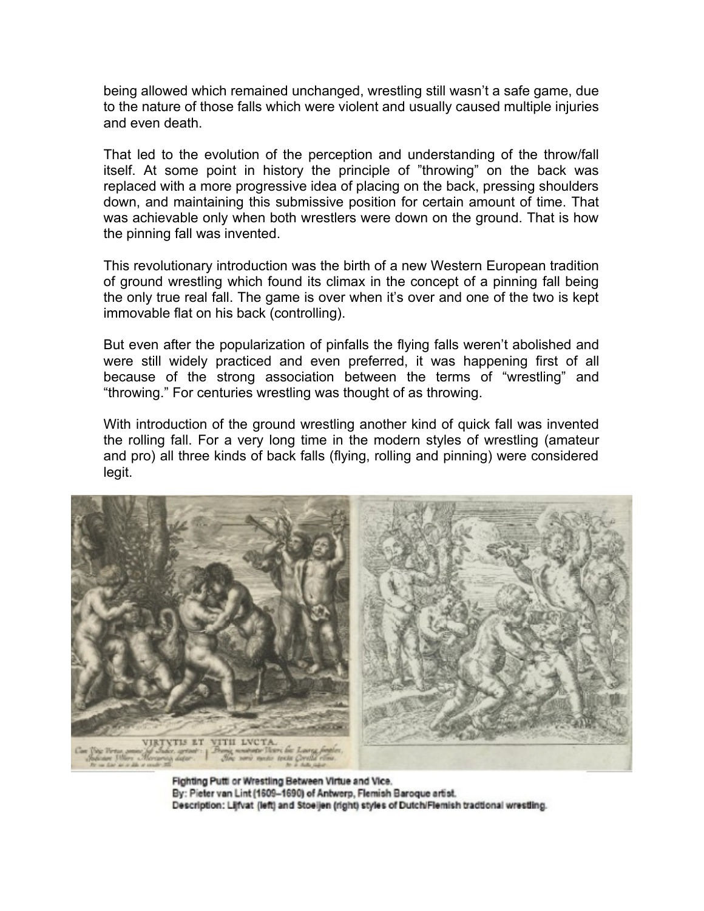being allowed which remained unchanged, wrestling still wasn't a safe game, due to the nature of those falls which were violent and usually caused multiple injuries and even death.

That led to the evolution of the perception and understanding of the throw/fall itself. At some point in history the principle of "throwing" on the back was replaced with a more progressive idea of placing on the back, pressing shoulders down, and maintaining this submissive position for certain amount of time. That was achievable only when both wrestlers were down on the ground. That is how the pinning fall was invented.

This revolutionary introduction was the birth of a new Western European tradition of ground wrestling which found its climax in the concept of a pinning fall being the only true real fall. The game is over when it's over and one of the two is kept immovable flat on his back (controlling).

But even after the popularization of pinfalls the flying falls weren't abolished and were still widely practiced and even preferred, it was happening first of all because of the strong association between the terms of "wrestling" and "throwing." For centuries wrestling was thought of as throwing.

With introduction of the ground wrestling another kind of quick fall was invented the rolling fall. For a very long time in the modern styles of wrestling (amateur and pro) all three kinds of back falls (flying, rolling and pinning) were considered legit.

Fighting Putti or Wrestling Between Virtue and Vice.
By: Pieter van Lint (1609–1690) of Antwerp, Flemish Baroque artist.
Description: Lijfvat (left) and Stoeijen (right) styles of Dutch/Flemish traditional wrestling.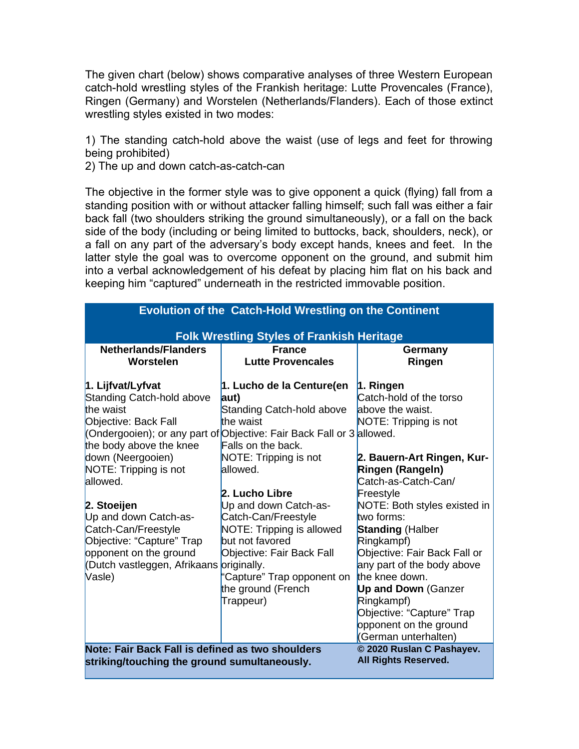The given chart (below) shows comparative analyses of three Western European catch-hold wrestling styles of the Frankish heritage: Lutte Provencales (France), Ringen (Germany) and Worstelen (Netherlands/Flanders). Each of those extinct wrestling styles existed in two modes:

1) The standing catch-hold above the waist (use of legs and feet for throwing being prohibited)
2) The up and down catch-as-catch-can

The objective in the former style was to give opponent a quick (flying) fall from a standing position with or without attacker falling himself; such fall was either a fair back fall (two shoulders striking the ground simultaneously), or a fall on the back side of the body (including or being limited to buttocks, back, shoulders, neck), or a fall on any part of the adversary's body except hands, knees and feet. In the latter style the goal was to overcome opponent on the ground, and submit him into a verbal acknowledgement of his defeat by placing him flat on his back and keeping him "captured" underneath in the restricted immovable position.

| Evolution of the Catch-Hold Wrestling on the Continent<br><br>Folk Wrestling Styles of Frankish Heritage | | |
|---|---|---|
| **Netherlands/Flanders<br>Worstelen** | **France<br>Lutte Provencales** | **Germany<br>Ringen** |
| **1. Lijfvat/Lyfvat**<br>Standing Catch-hold above the waist<br>Objective: Back Fall (Ondergooien); or any part of the body above the knee down (Neergooien)<br>NOTE: Tripping is not allowed.<br><br>**2. Stoeijen**<br>Up and down Catch-as-Catch-Can/Freestyle<br>Objective: "Capture" Trap opponent on the ground (Dutch vastleggen, Afrikaans Vasle) | **1. Lucho de la Centure(en aut)**<br>Standing Catch-hold above the waist<br>Objective: Fair Back Fall or 3 Falls on the back.<br>NOTE: Tripping is not allowed.<br><br>**2. Lucho Libre**<br>Up and down Catch-as-Catch-Can/Freestyle<br>NOTE: Tripping is allowed but not favored<br>Objective: Fair Back Fall originally.<br>"Capture" Trap opponent on the ground (French Trappeur) | **1. Ringen**<br>Catch-hold of the torso above the waist.<br>NOTE: Tripping is not allowed.<br><br>**2. Bauern-Art Ringen, Kur-Ringen (Rangeln)**<br>Catch-as-Catch-Can/ Freestyle<br>NOTE: Both styles existed in two forms:<br>**Standing** (Halber Ringkampf)<br>Objective: Fair Back Fall or any part of the body above the knee down.<br>**Up and Down** (Ganzer Ringkampf)<br>Objective: "Capture" Trap opponent on the ground (German unterhalten) |
| **Note: Fair Back Fall is defined as two shoulders striking/touching the ground sumultaneously.** | | **© 2020 Ruslan C Pashayev. All Rights Reserved.** |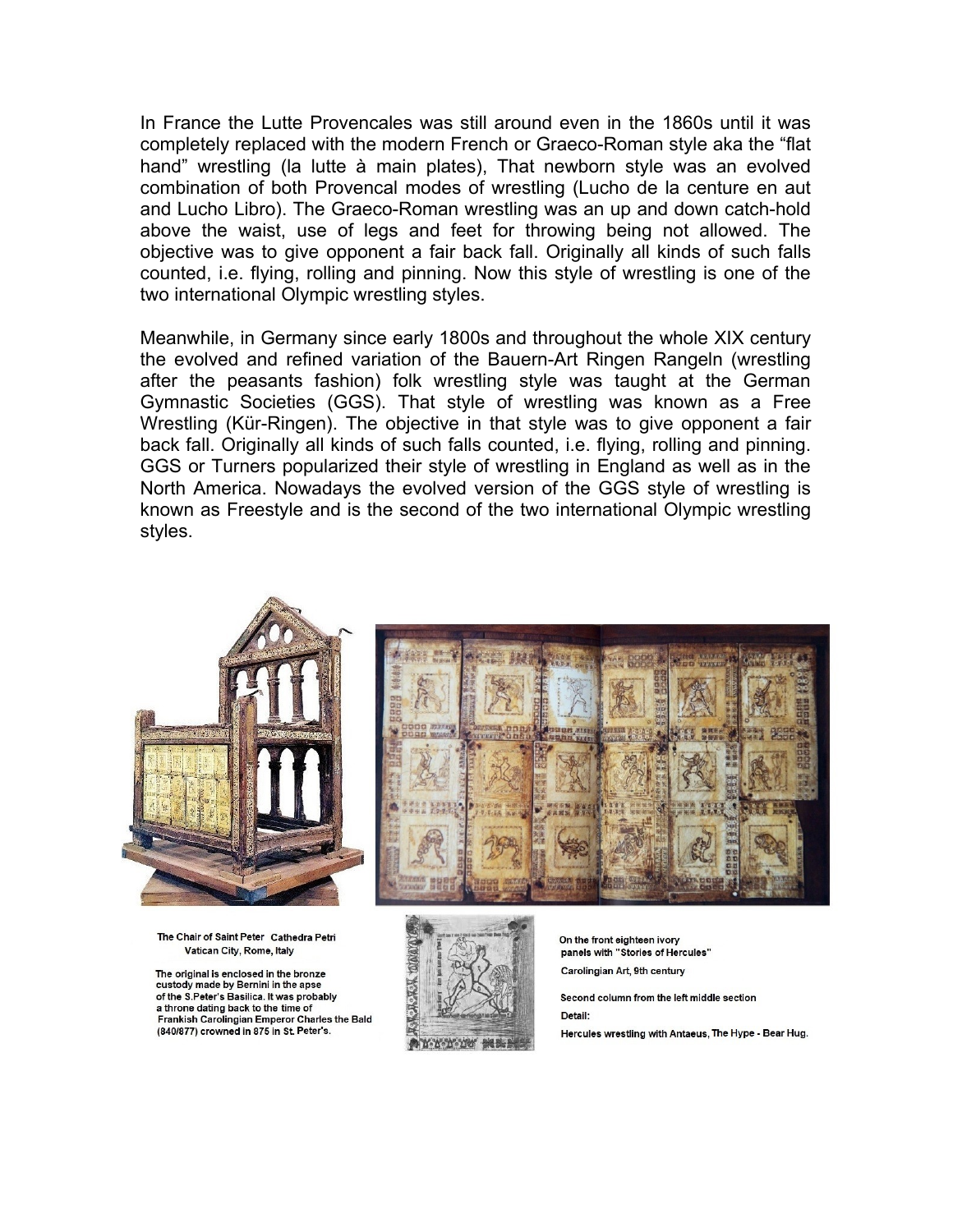In France the Lutte Provencales was still around even in the 1860s until it was completely replaced with the modern French or Graeco-Roman style aka the “flat hand” wrestling (la lutte à main plates), That newborn style was an evolved combination of both Provencal modes of wrestling (Lucho de la centure en aut and Lucho Libro). The Graeco-Roman wrestling was an up and down catch-hold above the waist, use of legs and feet for throwing being not allowed. The objective was to give opponent a fair back fall. Originally all kinds of such falls counted, i.e. flying, rolling and pinning. Now this style of wrestling is one of the two international Olympic wrestling styles.

Meanwhile, in Germany since early 1800s and throughout the whole XIX century the evolved and refined variation of the Bauern-Art Ringen Rangeln (wrestling after the peasants fashion) folk wrestling style was taught at the German Gymnastic Societies (GGS). That style of wrestling was known as a Free Wrestling (Kür-Ringen). The objective in that style was to give opponent a fair back fall. Originally all kinds of such falls counted, i.e. flying, rolling and pinning. GGS or Turners popularized their style of wrestling in England as well as in the North America. Nowadays the evolved version of the GGS style of wrestling is known as Freestyle and is the second of the two international Olympic wrestling styles.

**The Chair of Saint Peter Cathedra Petri**
**Vatican City, Rome, Italy**

The original is enclosed in the bronze custody made by Bernini in the apse of the S.Peter's Basilica. It was probably a throne dating back to the time of Frankish Carolingian Emperor Charles the Bald (840/877) crowned in 875 in St. Peter's.

On the front eighteen ivory panels with "Stories of Hercules"

Carolingian Art, 9th century

Second column from the left middle section

Detail:

Hercules wrestling with Antaeus, The Hype - Bear Hug.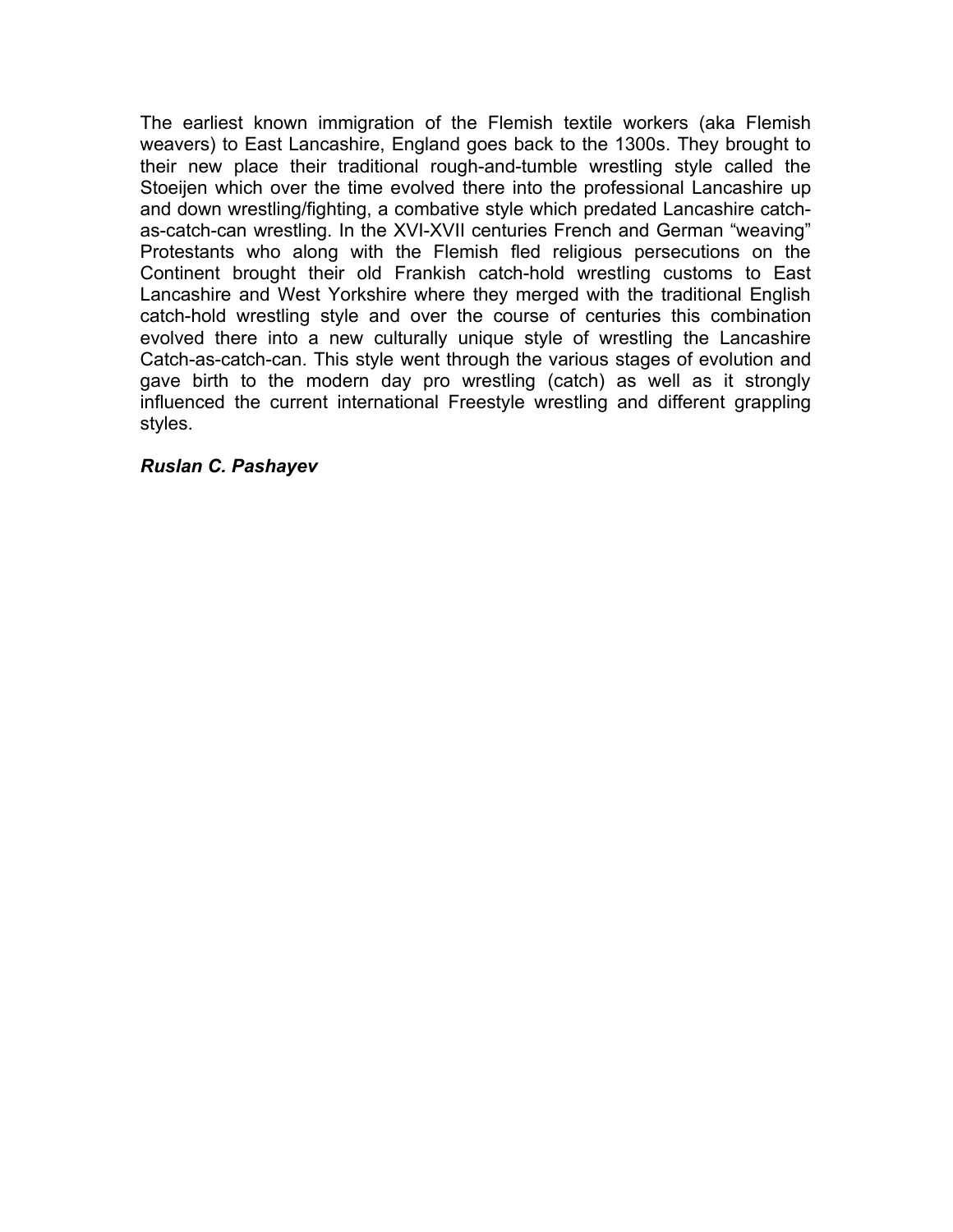The earliest known immigration of the Flemish textile workers (aka Flemish weavers) to East Lancashire, England goes back to the 1300s. They brought to their new place their traditional rough-and-tumble wrestling style called the Stoeijen which over the time evolved there into the professional Lancashire up and down wrestling/fighting, a combative style which predated Lancashire catch-as-catch-can wrestling. In the XVI-XVII centuries French and German "weaving" Protestants who along with the Flemish fled religious persecutions on the Continent brought their old Frankish catch-hold wrestling customs to East Lancashire and West Yorkshire where they merged with the traditional English catch-hold wrestling style and over the course of centuries this combination evolved there into a new culturally unique style of wrestling the Lancashire Catch-as-catch-can. This style went through the various stages of evolution and gave birth to the modern day pro wrestling (catch) as well as it strongly influenced the current international Freestyle wrestling and different grappling styles.

***Ruslan C. Pashayev***